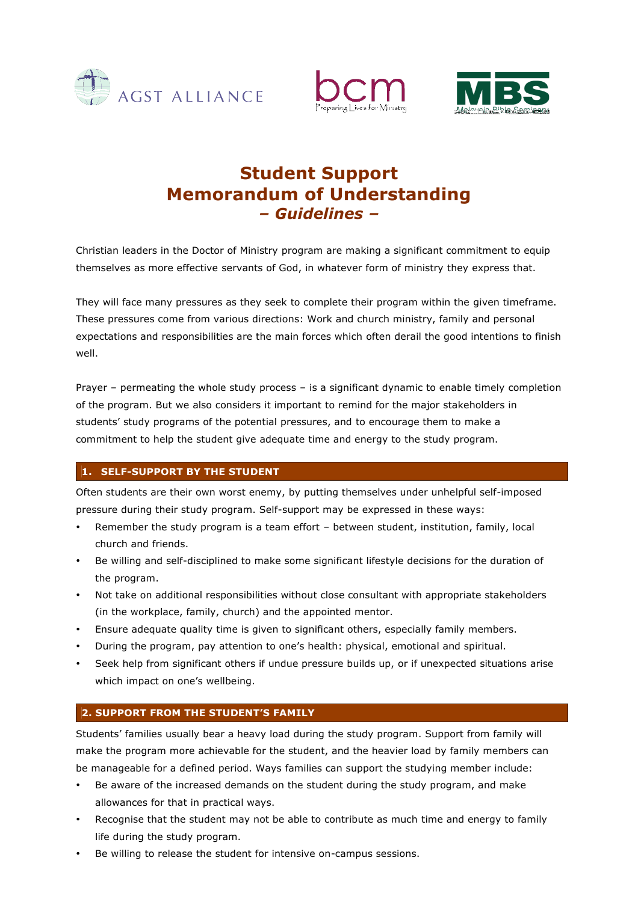# Student Support Memorandum of Understanding

## *– Guidelines –*

Christian leaders in the Doctor of Ministry program are making a significant commitment to equip themselves as more effective servants of God, in whatever form of ministry they express that.

They will face many pressures as they seek to complete their program within the given timeframe. These pressures come from various directions: Work and church ministry, family and personal expectations and responsibilities are the main forces which often derail the good intentions to finish well.

Prayer – permeating the whole study process – is a significant dynamic to enable timely completion of the program. But we also considers it important to remind for the major stakeholders in students' study programs of the potential pressures, and to encourage them to make a commitment to help the student give adequate time and energy to the study program.

## 1. SELF-SUPPORT BY THE STUDENT

Often students are their own worst enemy, by putting themselves under unhelpful self-imposed pressure during their study program. Self-support may be expressed in these ways:

- Remember the study program is a team effort – between student, institution, family, local church and friends.
- Be willing and self-disciplined to make some significant lifestyle decisions for the duration of the program.
- Not take on additional responsibilities without close consultant with appropriate stakeholders (in the workplace, family, church) and the appointed mentor.
- Ensure adequate quality time is given to significant others, especially family members.
- During the program, pay attention to one's health: physical, emotional and spiritual.
- Seek help from significant others if undue pressure builds up, or if unexpected situations arise which impact on one's wellbeing.

## 2. SUPPORT FROM THE STUDENT'S FAMILY

Students' families usually bear a heavy load during the study program. Support from family will make the program more achievable for the student, and the heavier load by family members can be manageable for a defined period. Ways families can support the studying member include:

- Be aware of the increased demands on the student during the study program, and make allowances for that in practical ways.
- Recognise that the student may not be able to contribute as much time and energy to family life during the study program.
- Be willing to release the student for intensive on-campus sessions.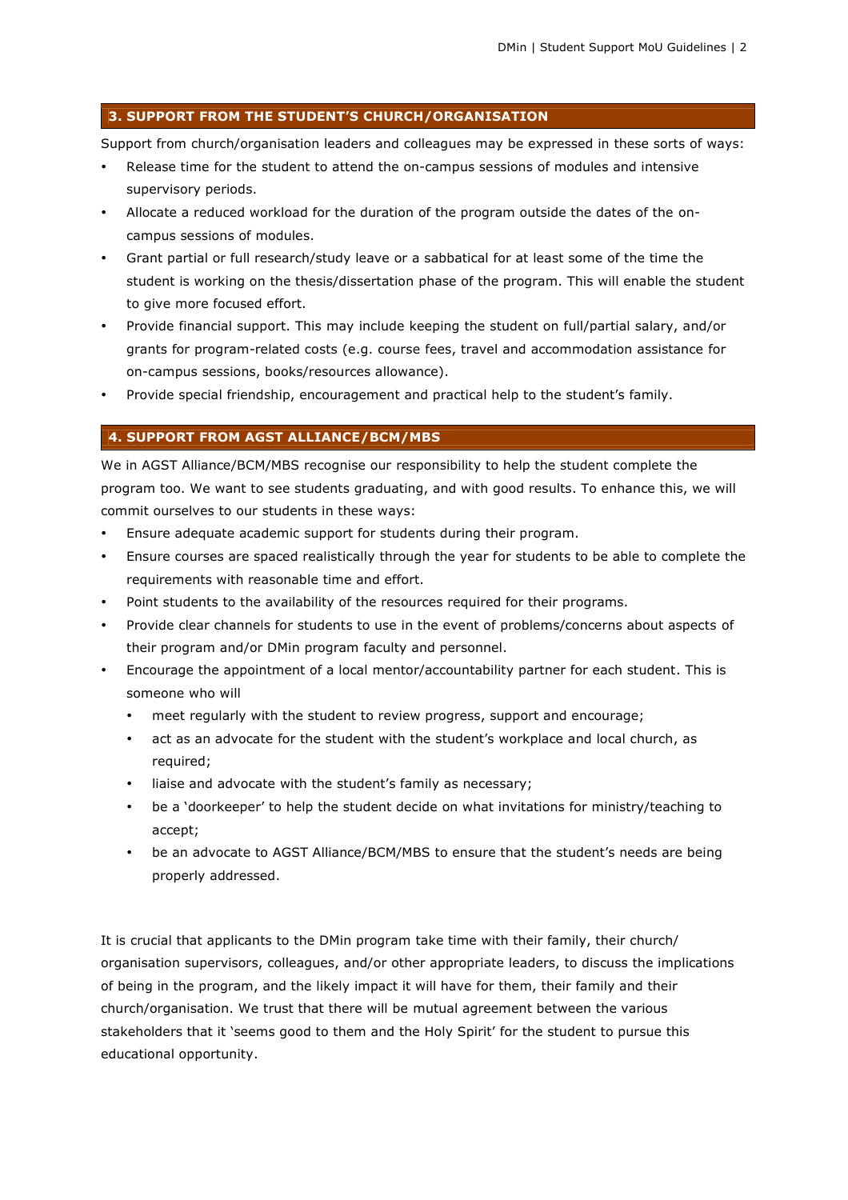## 3. SUPPORT FROM THE STUDENT'S CHURCH/ORGANISATION

Support from church/organisation leaders and colleagues may be expressed in these sorts of ways:

- Release time for the student to attend the on-campus sessions of modules and intensive supervisory periods.
- Allocate a reduced workload for the duration of the program outside the dates of the on-campus sessions of modules.
- Grant partial or full research/study leave or a sabbatical for at least some of the time the student is working on the thesis/dissertation phase of the program. This will enable the student to give more focused effort.
- Provide financial support. This may include keeping the student on full/partial salary, and/or grants for program-related costs (e.g. course fees, travel and accommodation assistance for on-campus sessions, books/resources allowance).
- Provide special friendship, encouragement and practical help to the student's family.

## 4. SUPPORT FROM AGST ALLIANCE/BCM/MBS

We in AGST Alliance/BCM/MBS recognise our responsibility to help the student complete the program too. We want to see students graduating, and with good results. To enhance this, we will commit ourselves to our students in these ways:

- Ensure adequate academic support for students during their program.
- Ensure courses are spaced realistically through the year for students to be able to complete the requirements with reasonable time and effort.
- Point students to the availability of the resources required for their programs.
- Provide clear channels for students to use in the event of problems/concerns about aspects of their program and/or DMin program faculty and personnel.
- Encourage the appointment of a local mentor/accountability partner for each student. This is someone who will
  - meet regularly with the student to review progress, support and encourage;
  - act as an advocate for the student with the student's workplace and local church, as required;
  - liaise and advocate with the student's family as necessary;
  - be a 'doorkeeper' to help the student decide on what invitations for ministry/teaching to accept;
  - be an advocate to AGST Alliance/BCM/MBS to ensure that the student's needs are being properly addressed.

It is crucial that applicants to the DMin program take time with their family, their church/organisation supervisors, colleagues, and/or other appropriate leaders, to discuss the implications of being in the program, and the likely impact it will have for them, their family and their church/organisation. We trust that there will be mutual agreement between the various stakeholders that it 'seems good to them and the Holy Spirit' for the student to pursue this educational opportunity.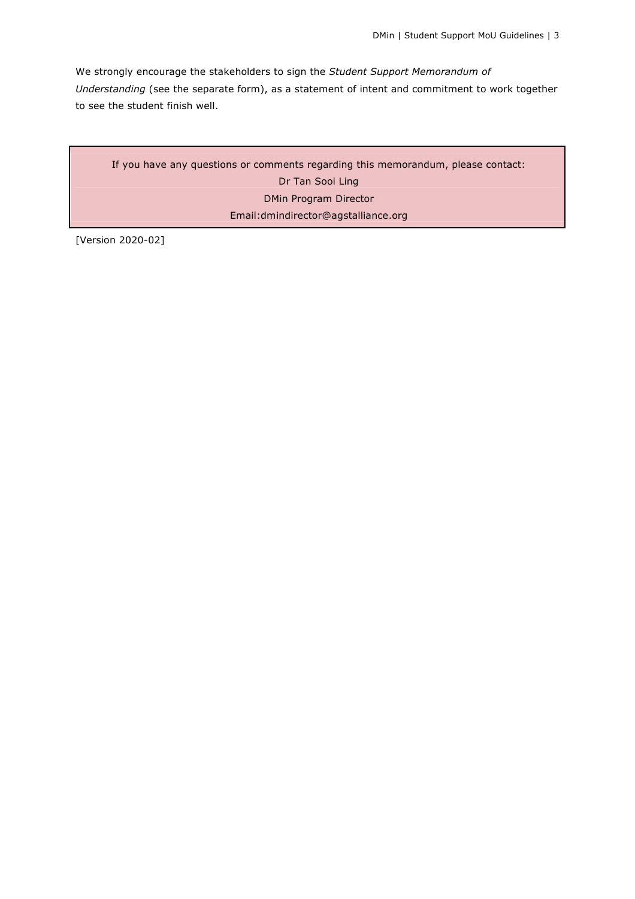We strongly encourage the stakeholders to sign the *Student Support Memorandum of Understanding* (see the separate form), as a statement of intent and commitment to work together to see the student finish well.

| |
|---|
| If you have any questions or comments regarding this memorandum, please contact: |
| Dr Tan Sooi Ling |
| DMin Program Director |
| Email:dmindirector@agstalliance.org |

[Version 2020-02]